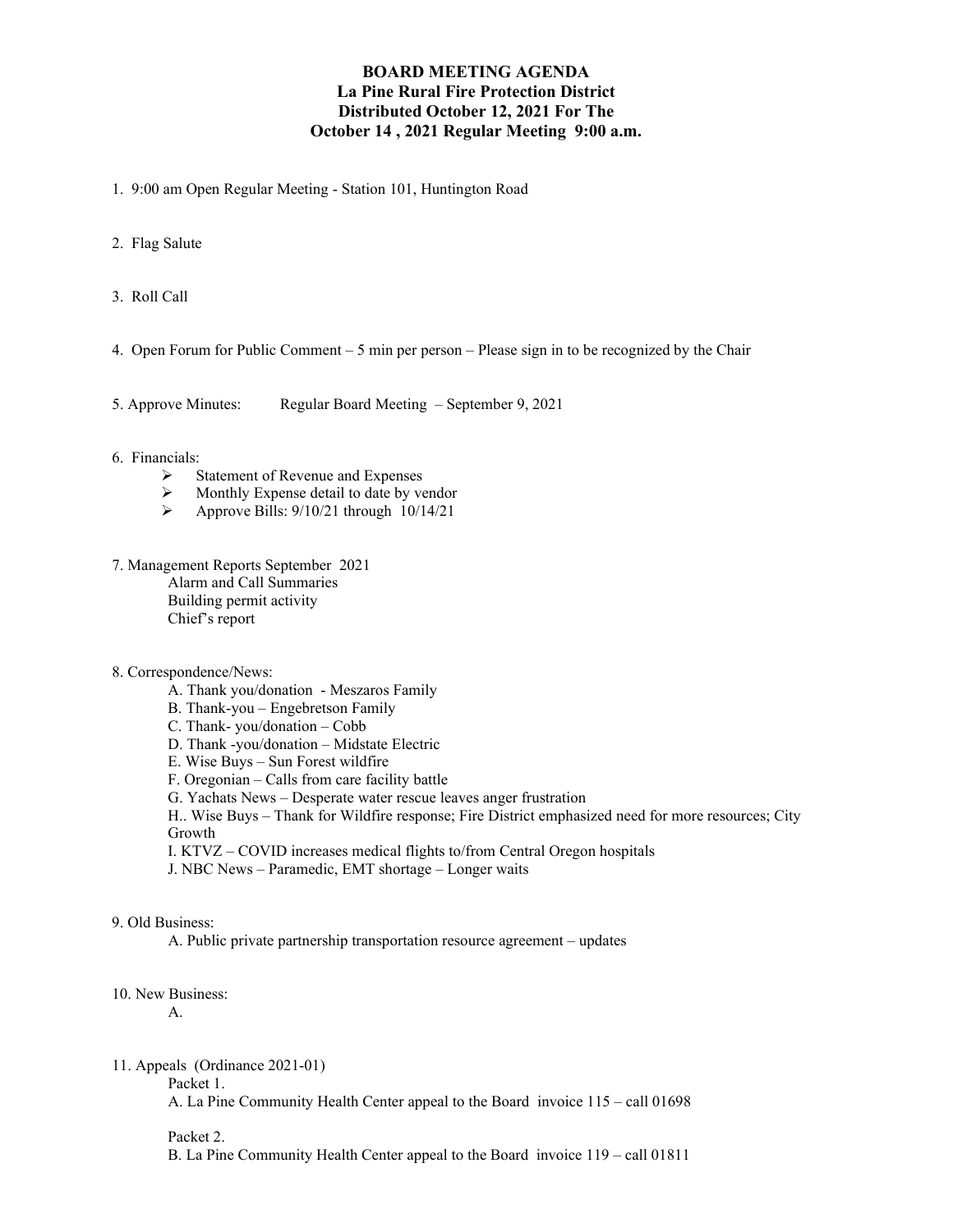# BOARD MEETING AGENDA
## La Pine Rural Fire Protection District
## Distributed October 12, 2021 For The
## October 14 , 2021 Regular Meeting 9:00 a.m.

1. 9:00 am Open Regular Meeting - Station 101, Huntington Road

2. Flag Salute

3. Roll Call

4. Open Forum for Public Comment – 5 min per person – Please sign in to be recognized by the Chair

5. Approve Minutes: Regular Board Meeting – September 9, 2021

6. Financials:
   - Statement of Revenue and Expenses
   - Monthly Expense detail to date by vendor
   - Approve Bills: 9/10/21 through 10/14/21

7. Management Reports September 2021
   - Alarm and Call Summaries
   - Building permit activity
   - Chief's report

8. Correspondence/News:
   - A. Thank you/donation - Meszaros Family
   - B. Thank-you – Engebretson Family
   - C. Thank- you/donation – Cobb
   - D. Thank -you/donation – Midstate Electric
   - E. Wise Buys – Sun Forest wildfire
   - F. Oregonian – Calls from care facility battle
   - G. Yachats News – Desperate water rescue leaves anger frustration
   - H.. Wise Buys – Thank for Wildfire response; Fire District emphasized need for more resources; City Growth
   - I. KTVZ – COVID increases medical flights to/from Central Oregon hospitals
   - J. NBC News – Paramedic, EMT shortage – Longer waits

9. Old Business:
   - A. Public private partnership transportation resource agreement – updates

10. New Business:
    - A.

11. Appeals (Ordinance 2021-01)

    Packet 1.

    A. La Pine Community Health Center appeal to the Board invoice 115 – call 01698

    Packet 2.

    B. La Pine Community Health Center appeal to the Board invoice 119 – call 01811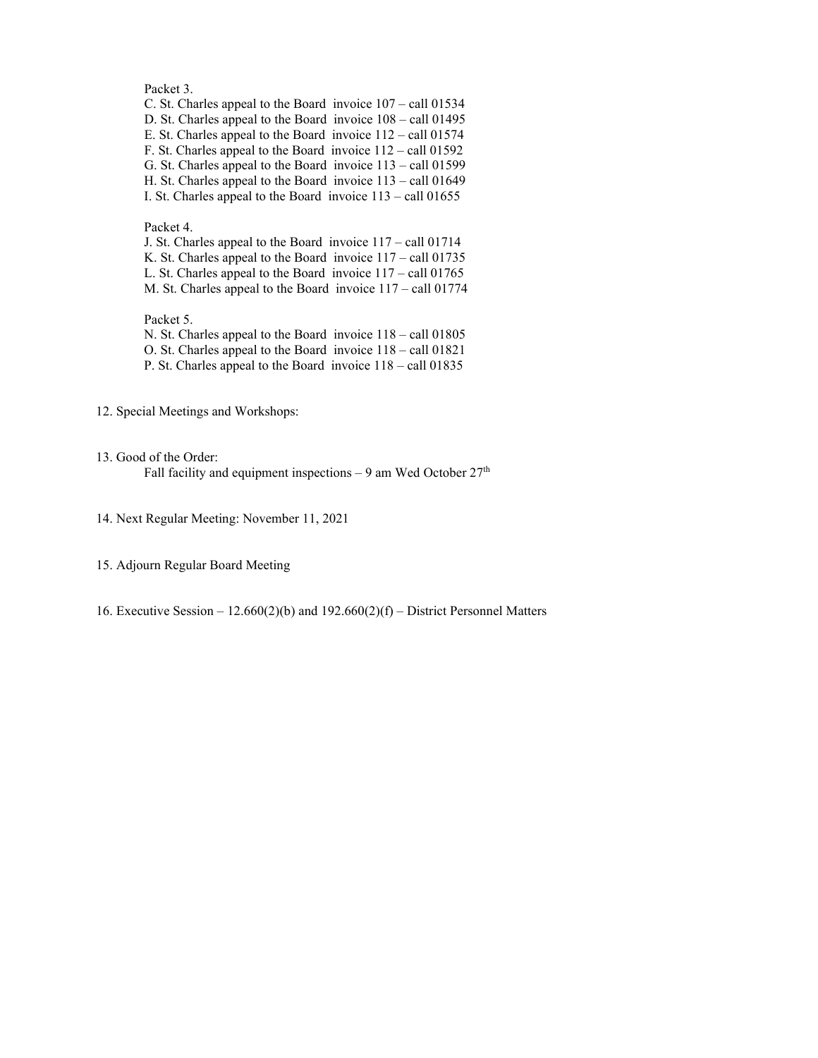Packet 3.

C. St. Charles appeal to the Board invoice 107 – call 01534
D. St. Charles appeal to the Board invoice 108 – call 01495
E. St. Charles appeal to the Board invoice 112 – call 01574
F. St. Charles appeal to the Board invoice 112 – call 01592
G. St. Charles appeal to the Board invoice 113 – call 01599
H. St. Charles appeal to the Board invoice 113 – call 01649
I. St. Charles appeal to the Board invoice 113 – call 01655

Packet 4.

J. St. Charles appeal to the Board invoice 117 – call 01714
K. St. Charles appeal to the Board invoice 117 – call 01735
L. St. Charles appeal to the Board invoice 117 – call 01765
M. St. Charles appeal to the Board invoice 117 – call 01774

Packet 5.

N. St. Charles appeal to the Board invoice 118 – call 01805
O. St. Charles appeal to the Board invoice 118 – call 01821
P. St. Charles appeal to the Board invoice 118 – call 01835

12. Special Meetings and Workshops:

13. Good of the Order:
    Fall facility and equipment inspections – 9 am Wed October 27th

14. Next Regular Meeting: November 11, 2021

15. Adjourn Regular Board Meeting

16. Executive Session – 12.660(2)(b) and 192.660(2)(f) – District Personnel Matters